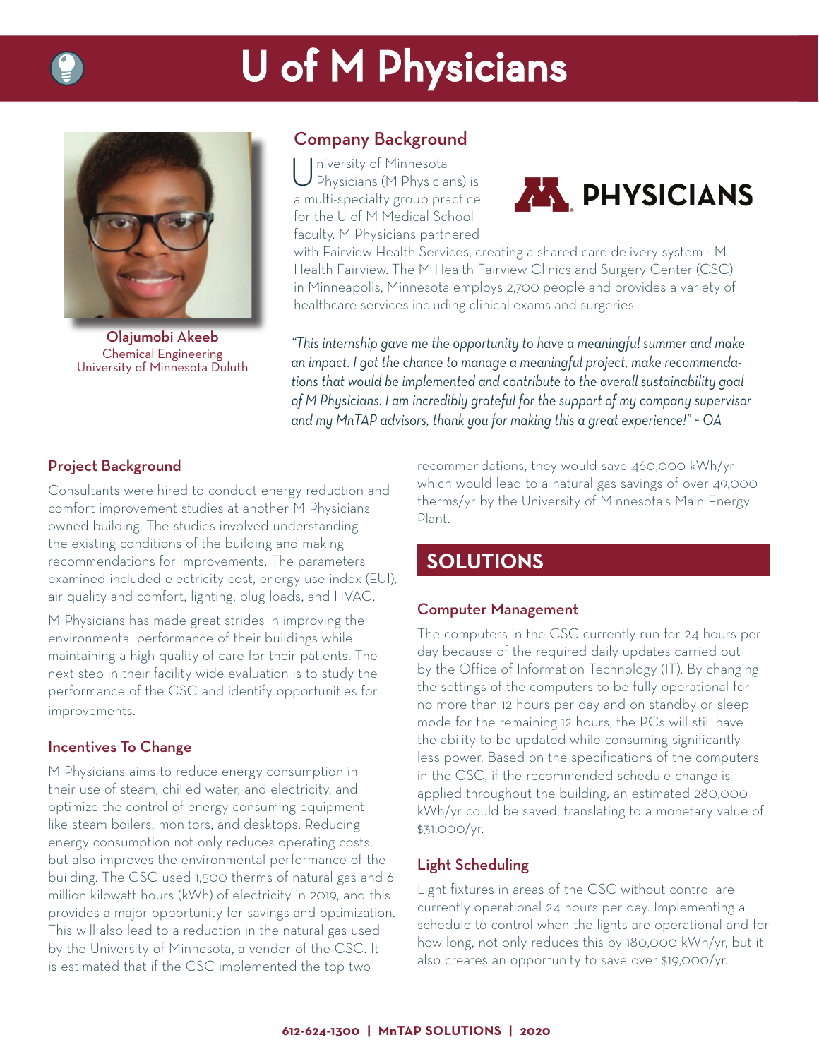# U of M Physicians

**Olajumobi Akeeb**
Chemical Engineering
University of Minnesota Duluth

## Company Background

University of Minnesota Physicians (M Physicians) is a multi-specialty group practice for the U of M Medical School faculty. M Physicians partnered with Fairview Health Services, creating a shared care delivery system - M Health Fairview. The M Health Fairview Clinics and Surgery Center (CSC) in Minneapolis, Minnesota employs 2,700 people and provides a variety of healthcare services including clinical exams and surgeries.

*"This internship gave me the opportunity to have a meaningful summer and make an impact. I got the chance to manage a meaningful project, make recommendations that would be implemented and contribute to the overall sustainability goal of M Physicians. I am incredibly grateful for the support of my company supervisor and my MnTAP advisors, thank you for making this a great experience!" ~ OA*

## Project Background

Consultants were hired to conduct energy reduction and comfort improvement studies at another M Physicians owned building. The studies involved understanding the existing conditions of the building and making recommendations for improvements. The parameters examined included electricity cost, energy use index (EUI), air quality and comfort, lighting, plug loads, and HVAC.

M Physicians has made great strides in improving the environmental performance of their buildings while maintaining a high quality of care for their patients. The next step in their facility wide evaluation is to study the performance of the CSC and identify opportunities for improvements.

## Incentives To Change

M Physicians aims to reduce energy consumption in their use of steam, chilled water, and electricity, and optimize the control of energy consuming equipment like steam boilers, monitors, and desktops. Reducing energy consumption not only reduces operating costs, but also improves the environmental performance of the building. The CSC used 1,500 therms of natural gas and 6 million kilowatt hours (kWh) of electricity in 2019, and this provides a major opportunity for savings and optimization. This will also lead to a reduction in the natural gas used by the University of Minnesota, a vendor of the CSC. It is estimated that if the CSC implemented the top two recommendations, they would save 460,000 kWh/yr which would lead to a natural gas savings of over 49,000 therms/yr by the University of Minnesota's Main Energy Plant.

## SOLUTIONS

### Computer Management

The computers in the CSC currently run for 24 hours per day because of the required daily updates carried out by the Office of Information Technology (IT). By changing the settings of the computers to be fully operational for no more than 12 hours per day and on standby or sleep mode for the remaining 12 hours, the PCs will still have the ability to be updated while consuming significantly less power. Based on the specifications of the computers in the CSC, if the recommended schedule change is applied throughout the building, an estimated 280,000 kWh/yr could be saved, translating to a monetary value of $31,000/yr.

### Light Scheduling

Light fixtures in areas of the CSC without control are currently operational 24 hours per day. Implementing a schedule to control when the lights are operational and for how long, not only reduces this by 180,000 kWh/yr, but it also creates an opportunity to save over $19,000/yr.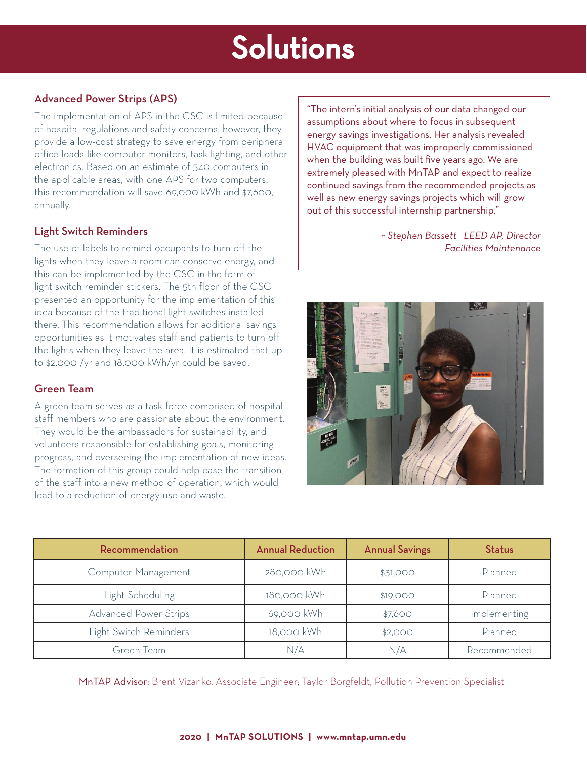# Solutions

## Advanced Power Strips (APS)

The implementation of APS in the CSC is limited because of hospital regulations and safety concerns, however, they provide a low-cost strategy to save energy from peripheral office loads like computer monitors, task lighting, and other electronics. Based on an estimate of 540 computers in the applicable areas, with one APS for two computers, this recommendation will save 69,000 kWh and $7,600, annually.

## Light Switch Reminders

The use of labels to remind occupants to turn off the lights when they leave a room can conserve energy, and this can be implemented by the CSC in the form of light switch reminder stickers. The 5th floor of the CSC presented an opportunity for the implementation of this idea because of the traditional light switches installed there. This recommendation allows for additional savings opportunities as it motivates staff and patients to turn off the lights when they leave the area. It is estimated that up to $2,000 /yr and 18,000 kWh/yr could be saved.

## Green Team

A green team serves as a task force comprised of hospital staff members who are passionate about the environment. They would be the ambassadors for sustainability, and volunteers responsible for establishing goals, monitoring progress, and overseeing the implementation of new ideas. The formation of this group could help ease the transition of the staff into a new method of operation, which would lead to a reduction of energy use and waste.

> "The intern's initial analysis of our data changed our assumptions about where to focus in subsequent energy savings investigations. Her analysis revealed HVAC equipment that was improperly commissioned when the building was built five years ago. We are extremely pleased with MnTAP and expect to realize continued savings from the recommended projects as well as new energy savings projects which will grow out of this successful internship partnership."
>
> *~ Stephen Bassett LEED AP, Director Facilities Maintenance*

| Recommendation | Annual Reduction | Annual Savings | Status |
|---|---|---|---|
| Computer Management | 280,000 kWh | $31,000 | Planned |
| Light Scheduling | 180,000 kWh | $19,000 | Planned |
| Advanced Power Strips | 69,000 kWh | $7,600 | Implementing |
| Light Switch Reminders | 18,000 kWh | $2,000 | Planned |
| Green Team | N/A | N/A | Recommended |

MnTAP Advisor: Brent Vizanko, Associate Engineer; Taylor Borgfeldt, Pollution Prevention Specialist